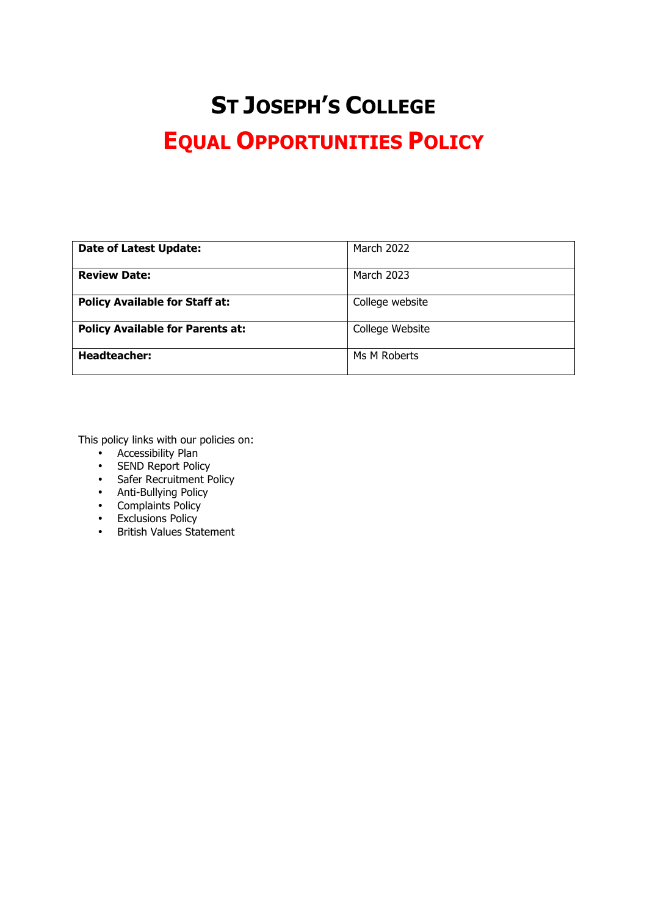# ST JOSEPH'S COLLEGE

## EQUAL OPPORTUNITIES POLICY

| **Date of Latest Update:** | March 2022 |
|---|---|
| **Review Date:** | March 2023 |
| **Policy Available for Staff at:** | College website |
| **Policy Available for Parents at:** | College Website |
| **Headteacher:** | Ms M Roberts |

This policy links with our policies on:

- Accessibility Plan
- SEND Report Policy
- Safer Recruitment Policy
- Anti-Bullying Policy
- Complaints Policy
- Exclusions Policy
- British Values Statement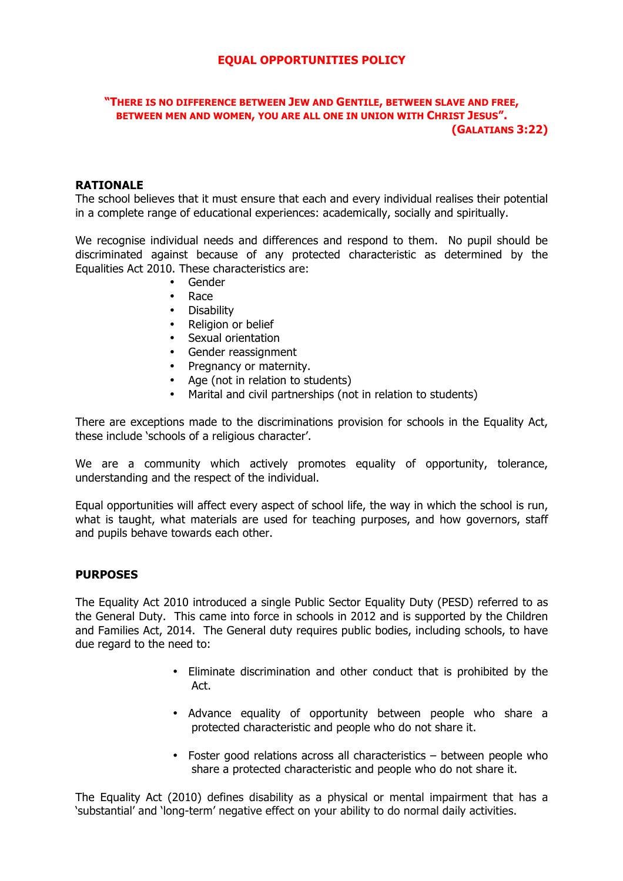# EQUAL OPPORTUNITIES POLICY

**"THERE IS NO DIFFERENCE BETWEEN JEW AND GENTILE, BETWEEN SLAVE AND FREE, BETWEEN MEN AND WOMEN, YOU ARE ALL ONE IN UNION WITH CHRIST JESUS".**
**(GALATIANS 3:22)**

## RATIONALE

The school believes that it must ensure that each and every individual realises their potential in a complete range of educational experiences: academically, socially and spiritually.

We recognise individual needs and differences and respond to them. No pupil should be discriminated against because of any protected characteristic as determined by the Equalities Act 2010. These characteristics are:

- Gender
- Race
- Disability
- Religion or belief
- Sexual orientation
- Gender reassignment
- Pregnancy or maternity.
- Age (not in relation to students)
- Marital and civil partnerships (not in relation to students)

There are exceptions made to the discriminations provision for schools in the Equality Act, these include 'schools of a religious character'.

We are a community which actively promotes equality of opportunity, tolerance, understanding and the respect of the individual.

Equal opportunities will affect every aspect of school life, the way in which the school is run, what is taught, what materials are used for teaching purposes, and how governors, staff and pupils behave towards each other.

## PURPOSES

The Equality Act 2010 introduced a single Public Sector Equality Duty (PESD) referred to as the General Duty. This came into force in schools in 2012 and is supported by the Children and Families Act, 2014. The General duty requires public bodies, including schools, to have due regard to the need to:

- Eliminate discrimination and other conduct that is prohibited by the Act.
- Advance equality of opportunity between people who share a protected characteristic and people who do not share it.
- Foster good relations across all characteristics – between people who share a protected characteristic and people who do not share it.

The Equality Act (2010) defines disability as a physical or mental impairment that has a 'substantial' and 'long-term' negative effect on your ability to do normal daily activities.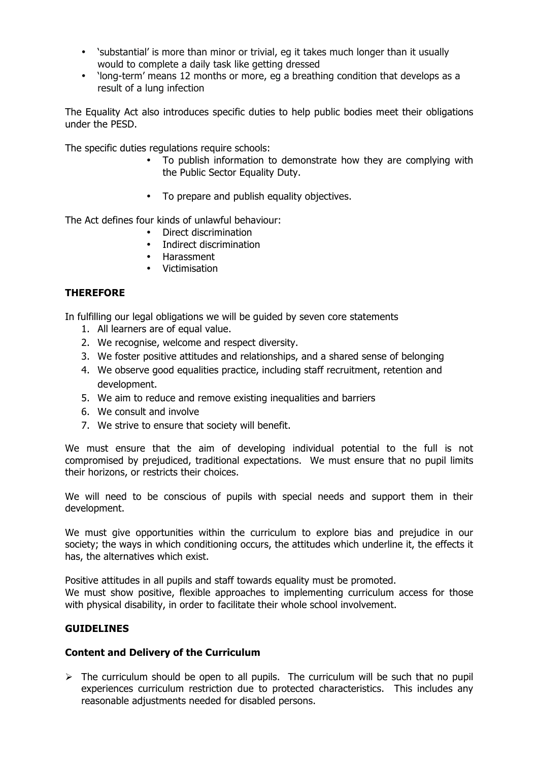- 'substantial' is more than minor or trivial, eg it takes much longer than it usually would to complete a daily task like getting dressed
- 'long-term' means 12 months or more, eg a breathing condition that develops as a result of a lung infection

The Equality Act also introduces specific duties to help public bodies meet their obligations under the PESD.

The specific duties regulations require schools:

- To publish information to demonstrate how they are complying with the Public Sector Equality Duty.
- To prepare and publish equality objectives.

The Act defines four kinds of unlawful behaviour:

- Direct discrimination
- Indirect discrimination
- Harassment
- Victimisation

## THEREFORE

In fulfilling our legal obligations we will be guided by seven core statements

1. All learners are of equal value.
2. We recognise, welcome and respect diversity.
3. We foster positive attitudes and relationships, and a shared sense of belonging
4. We observe good equalities practice, including staff recruitment, retention and development.
5. We aim to reduce and remove existing inequalities and barriers
6. We consult and involve
7. We strive to ensure that society will benefit.

We must ensure that the aim of developing individual potential to the full is not compromised by prejudiced, traditional expectations. We must ensure that no pupil limits their horizons, or restricts their choices.

We will need to be conscious of pupils with special needs and support them in their development.

We must give opportunities within the curriculum to explore bias and prejudice in our society; the ways in which conditioning occurs, the attitudes which underline it, the effects it has, the alternatives which exist.

Positive attitudes in all pupils and staff towards equality must be promoted.
We must show positive, flexible approaches to implementing curriculum access for those with physical disability, in order to facilitate their whole school involvement.

## GUIDELINES

### Content and Delivery of the Curriculum

- The curriculum should be open to all pupils. The curriculum will be such that no pupil experiences curriculum restriction due to protected characteristics. This includes any reasonable adjustments needed for disabled persons.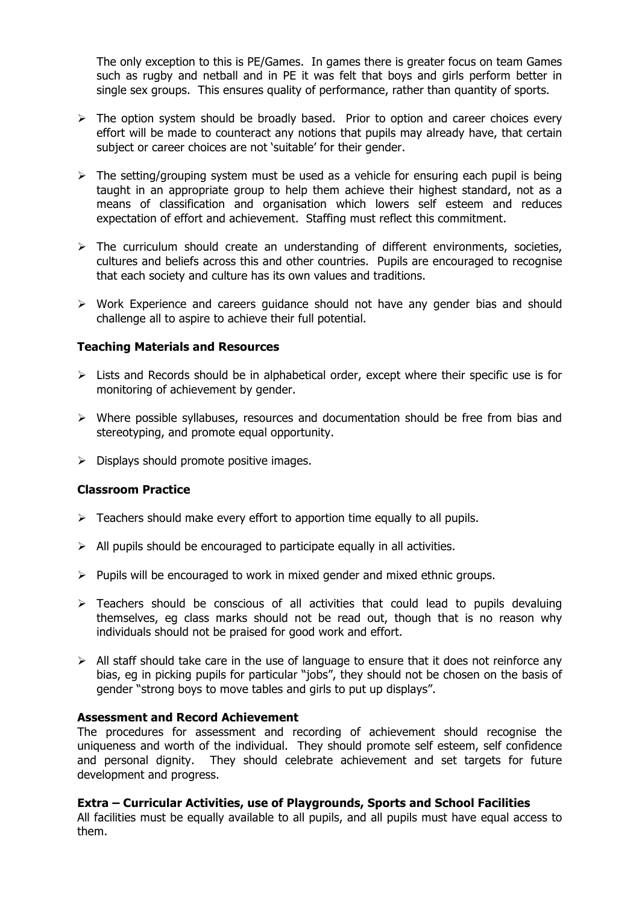The only exception to this is PE/Games. In games there is greater focus on team Games such as rugby and netball and in PE it was felt that boys and girls perform better in single sex groups. This ensures quality of performance, rather than quantity of sports.

- The option system should be broadly based. Prior to option and career choices every effort will be made to counteract any notions that pupils may already have, that certain subject or career choices are not 'suitable' for their gender.
- The setting/grouping system must be used as a vehicle for ensuring each pupil is being taught in an appropriate group to help them achieve their highest standard, not as a means of classification and organisation which lowers self esteem and reduces expectation of effort and achievement. Staffing must reflect this commitment.
- The curriculum should create an understanding of different environments, societies, cultures and beliefs across this and other countries. Pupils are encouraged to recognise that each society and culture has its own values and traditions.
- Work Experience and careers guidance should not have any gender bias and should challenge all to aspire to achieve their full potential.

**Teaching Materials and Resources**

- Lists and Records should be in alphabetical order, except where their specific use is for monitoring of achievement by gender.
- Where possible syllabuses, resources and documentation should be free from bias and stereotyping, and promote equal opportunity.
- Displays should promote positive images.

**Classroom Practice**

- Teachers should make every effort to apportion time equally to all pupils.
- All pupils should be encouraged to participate equally in all activities.
- Pupils will be encouraged to work in mixed gender and mixed ethnic groups.
- Teachers should be conscious of all activities that could lead to pupils devaluing themselves, eg class marks should not be read out, though that is no reason why individuals should not be praised for good work and effort.
- All staff should take care in the use of language to ensure that it does not reinforce any bias, eg in picking pupils for particular "jobs", they should not be chosen on the basis of gender "strong boys to move tables and girls to put up displays".

**Assessment and Record Achievement**

The procedures for assessment and recording of achievement should recognise the uniqueness and worth of the individual. They should promote self esteem, self confidence and personal dignity. They should celebrate achievement and set targets for future development and progress.

**Extra – Curricular Activities, use of Playgrounds, Sports and School Facilities**

All facilities must be equally available to all pupils, and all pupils must have equal access to them.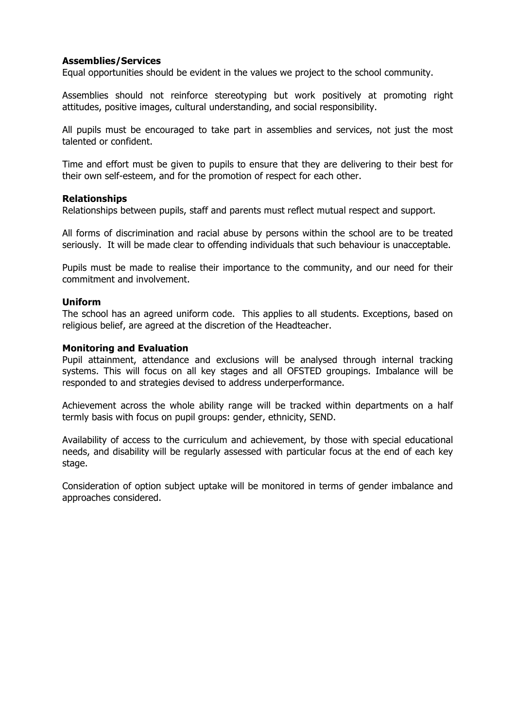**Assemblies/Services**
Equal opportunities should be evident in the values we project to the school community.

Assemblies should not reinforce stereotyping but work positively at promoting right attitudes, positive images, cultural understanding, and social responsibility.

All pupils must be encouraged to take part in assemblies and services, not just the most talented or confident.

Time and effort must be given to pupils to ensure that they are delivering to their best for their own self-esteem, and for the promotion of respect for each other.

**Relationships**
Relationships between pupils, staff and parents must reflect mutual respect and support.

All forms of discrimination and racial abuse by persons within the school are to be treated seriously. It will be made clear to offending individuals that such behaviour is unacceptable.

Pupils must be made to realise their importance to the community, and our need for their commitment and involvement.

**Uniform**
The school has an agreed uniform code. This applies to all students. Exceptions, based on religious belief, are agreed at the discretion of the Headteacher.

**Monitoring and Evaluation**
Pupil attainment, attendance and exclusions will be analysed through internal tracking systems. This will focus on all key stages and all OFSTED groupings. Imbalance will be responded to and strategies devised to address underperformance.

Achievement across the whole ability range will be tracked within departments on a half termly basis with focus on pupil groups: gender, ethnicity, SEND.

Availability of access to the curriculum and achievement, by those with special educational needs, and disability will be regularly assessed with particular focus at the end of each key stage.

Consideration of option subject uptake will be monitored in terms of gender imbalance and approaches considered.